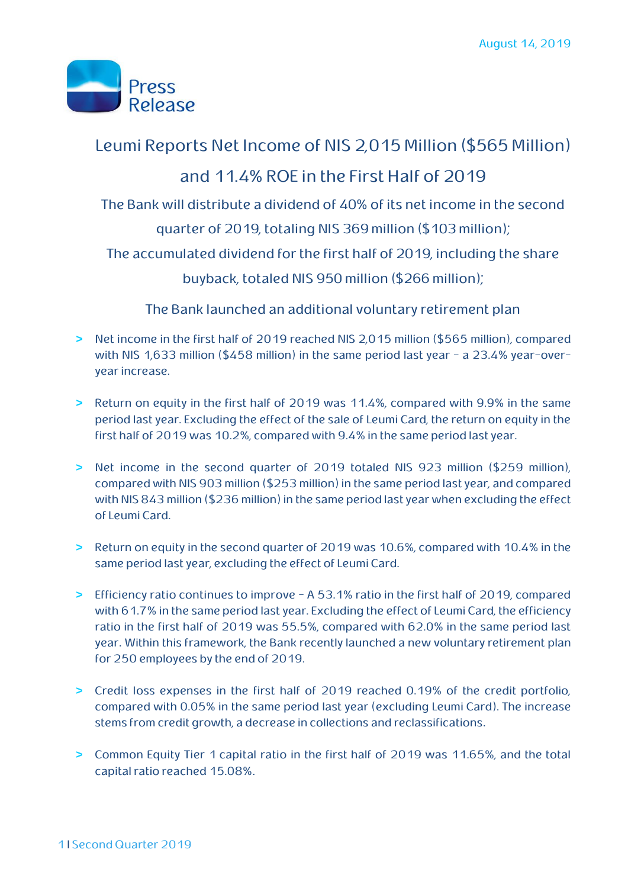August 14, 2019

Press Release

# Leumi Reports Net Income of NIS 2,015 Million ($565 Million) and 11.4% ROE in the First Half of 2019

## The Bank will distribute a dividend of 40% of its net income in the second quarter of 2019, totaling NIS 369 million ($103 million); The accumulated dividend for the first half of 2019, including the share buyback, totaled NIS 950 million ($266 million);

## The Bank launched an additional voluntary retirement plan

- Net income in the first half of 2019 reached NIS 2,015 million ($565 million), compared with NIS 1,633 million ($458 million) in the same period last year - a 23.4% year-over-year increase.

- Return on equity in the first half of 2019 was 11.4%, compared with 9.9% in the same period last year. Excluding the effect of the sale of Leumi Card, the return on equity in the first half of 2019 was 10.2%, compared with 9.4% in the same period last year.

- Net income in the second quarter of 2019 totaled NIS 923 million ($259 million), compared with NIS 903 million ($253 million) in the same period last year, and compared with NIS 843 million ($236 million) in the same period last year when excluding the effect of Leumi Card.

- Return on equity in the second quarter of 2019 was 10.6%, compared with 10.4% in the same period last year, excluding the effect of Leumi Card.

- Efficiency ratio continues to improve - A 53.1% ratio in the first half of 2019, compared with 61.7% in the same period last year. Excluding the effect of Leumi Card, the efficiency ratio in the first half of 2019 was 55.5%, compared with 62.0% in the same period last year. Within this framework, the Bank recently launched a new voluntary retirement plan for 250 employees by the end of 2019.

- Credit loss expenses in the first half of 2019 reached 0.19% of the credit portfolio, compared with 0.05% in the same period last year (excluding Leumi Card). The increase stems from credit growth, a decrease in collections and reclassifications.

- Common Equity Tier 1 capital ratio in the first half of 2019 was 11.65%, and the total capital ratio reached 15.08%.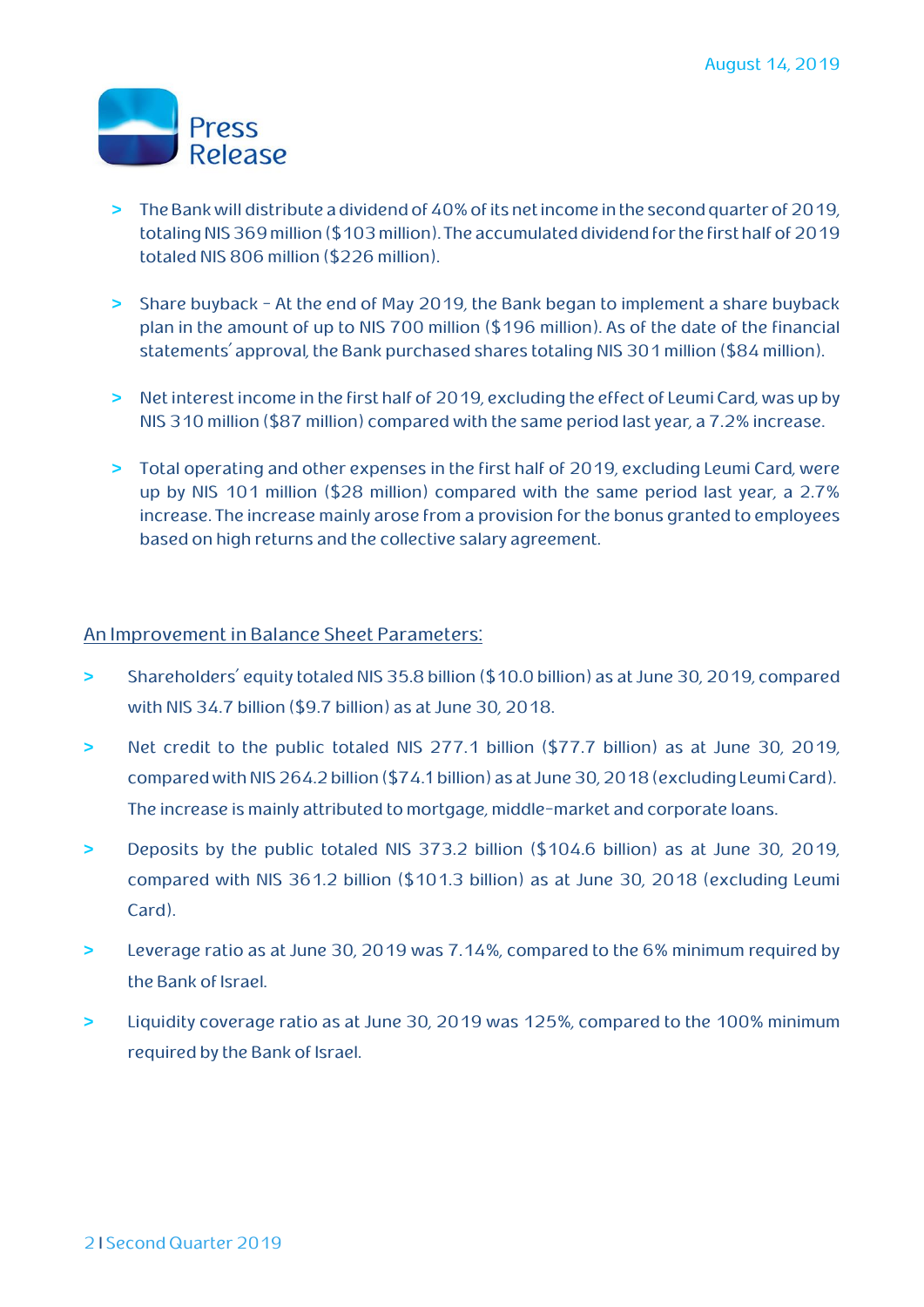- The Bank will distribute a dividend of 40% of its net income in the second quarter of 2019, totaling NIS 369 million ($103 million). The accumulated dividend for the first half of 2019 totaled NIS 806 million ($226 million).
- Share buyback – At the end of May 2019, the Bank began to implement a share buyback plan in the amount of up to NIS 700 million ($196 million). As of the date of the financial statements' approval, the Bank purchased shares totaling NIS 301 million ($84 million).
- Net interest income in the first half of 2019, excluding the effect of Leumi Card, was up by NIS 310 million ($87 million) compared with the same period last year, a 7.2% increase.
- Total operating and other expenses in the first half of 2019, excluding Leumi Card, were up by NIS 101 million ($28 million) compared with the same period last year, a 2.7% increase. The increase mainly arose from a provision for the bonus granted to employees based on high returns and the collective salary agreement.

## An Improvement in Balance Sheet Parameters:

- Shareholders' equity totaled NIS 35.8 billion ($10.0 billion) as at June 30, 2019, compared with NIS 34.7 billion ($9.7 billion) as at June 30, 2018.
- Net credit to the public totaled NIS 277.1 billion ($77.7 billion) as at June 30, 2019, compared with NIS 264.2 billion ($74.1 billion) as at June 30, 2018 (excluding Leumi Card). The increase is mainly attributed to mortgage, middle-market and corporate loans.
- Deposits by the public totaled NIS 373.2 billion ($104.6 billion) as at June 30, 2019, compared with NIS 361.2 billion ($101.3 billion) as at June 30, 2018 (excluding Leumi Card).
- Leverage ratio as at June 30, 2019 was 7.14%, compared to the 6% minimum required by the Bank of Israel.
- Liquidity coverage ratio as at June 30, 2019 was 125%, compared to the 100% minimum required by the Bank of Israel.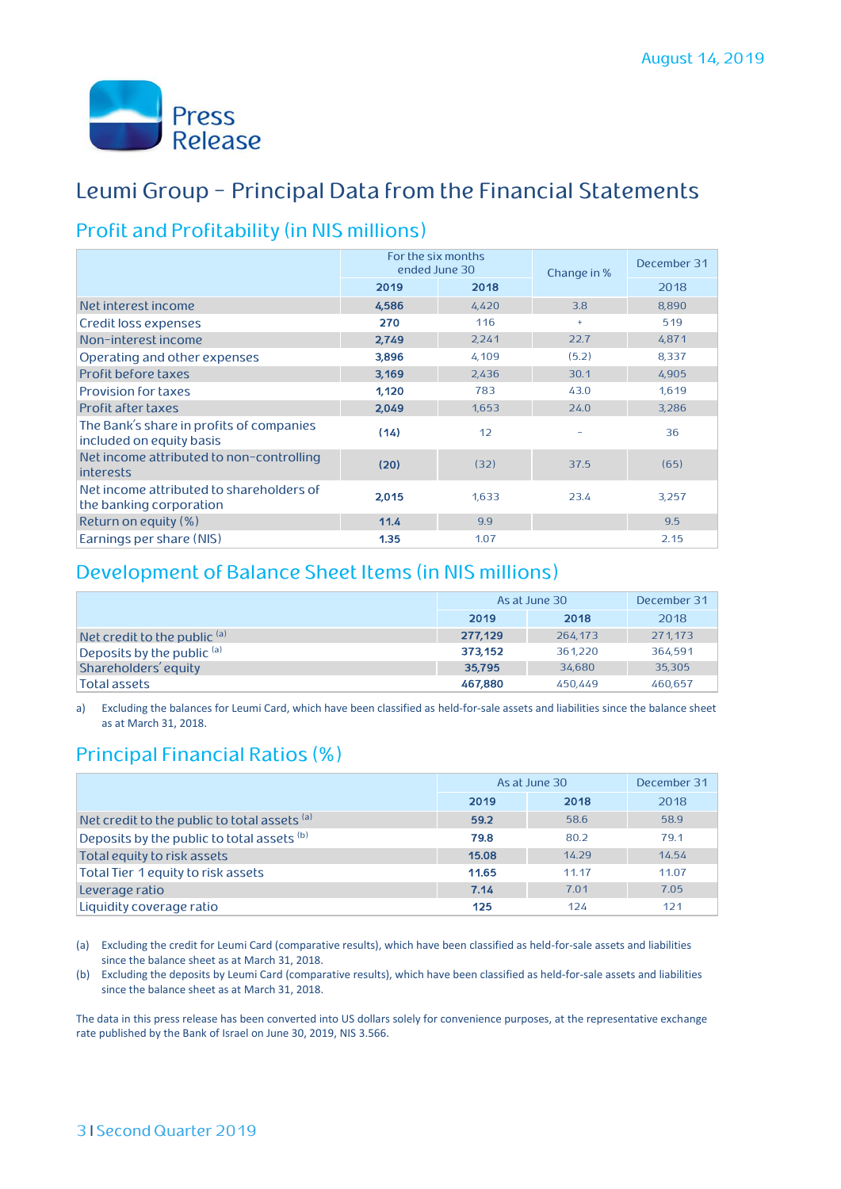August 14, 2019

Press Release

# Leumi Group – Principal Data from the Financial Statements

## Profit and Profitability (in NIS millions)

| | For the six months ended June 30 | | Change in % | December 31 |
|---|---|---|---|---|
| | **2019** | **2018** | | 2018 |
| Net interest income | **4,586** | 4,420 | 3.8 | 8,890 |
| Credit loss expenses | **270** | 116 | + | 519 |
| Non-interest income | **2,749** | 2,241 | 22.7 | 4,871 |
| Operating and other expenses | **3,896** | 4,109 | (5.2) | 8,337 |
| Profit before taxes | **3,169** | 2,436 | 30.1 | 4,905 |
| Provision for taxes | **1,120** | 783 | 43.0 | 1,619 |
| Profit after taxes | **2,049** | 1,653 | 24.0 | 3,286 |
| The Bank's share in profits of companies included on equity basis | **(14)** | 12 | - | 36 |
| Net income attributed to non-controlling interests | **(20)** | (32) | 37.5 | (65) |
| Net income attributed to shareholders of the banking corporation | **2,015** | 1,633 | 23.4 | 3,257 |
| Return on equity (%) | **11.4** | 9.9 | | 9.5 |
| Earnings per share (NIS) | **1.35** | 1.07 | | 2.15 |

## Development of Balance Sheet Items (in NIS millions)

| | As at June 30 | | December 31 |
|---|---|---|---|
| | **2019** | **2018** | 2018 |
| Net credit to the public [(a)] | **277,129** | 264,173 | 271,173 |
| Deposits by the public [(a)] | **373,152** | 361,220 | 364,591 |
| Shareholders' equity | **35,795** | 34,680 | 35,305 |
| Total assets | **467,880** | 450,449 | 460,657 |

a) Excluding the balances for Leumi Card, which have been classified as held-for-sale assets and liabilities since the balance sheet as at March 31, 2018.

## Principal Financial Ratios (%)

| | As at June 30 | | December 31 |
|---|---|---|---|
| | **2019** | **2018** | 2018 |
| Net credit to the public to total assets [(a)] | **59.2** | 58.6 | 58.9 |
| Deposits by the public to total assets [(b)] | **79.8** | 80.2 | 79.1 |
| Total equity to risk assets | **15.08** | 14.29 | 14.54 |
| Total Tier 1 equity to risk assets | **11.65** | 11.17 | 11.07 |
| Leverage ratio | **7.14** | 7.01 | 7.05 |
| Liquidity coverage ratio | **125** | 124 | 121 |

(a) Excluding the credit for Leumi Card (comparative results), which have been classified as held-for-sale assets and liabilities since the balance sheet as at March 31, 2018.

(b) Excluding the deposits by Leumi Card (comparative results), which have been classified as held-for-sale assets and liabilities since the balance sheet as at March 31, 2018.

The data in this press release has been converted into US dollars solely for convenience purposes, at the representative exchange rate published by the Bank of Israel on June 30, 2019, NIS 3.566.